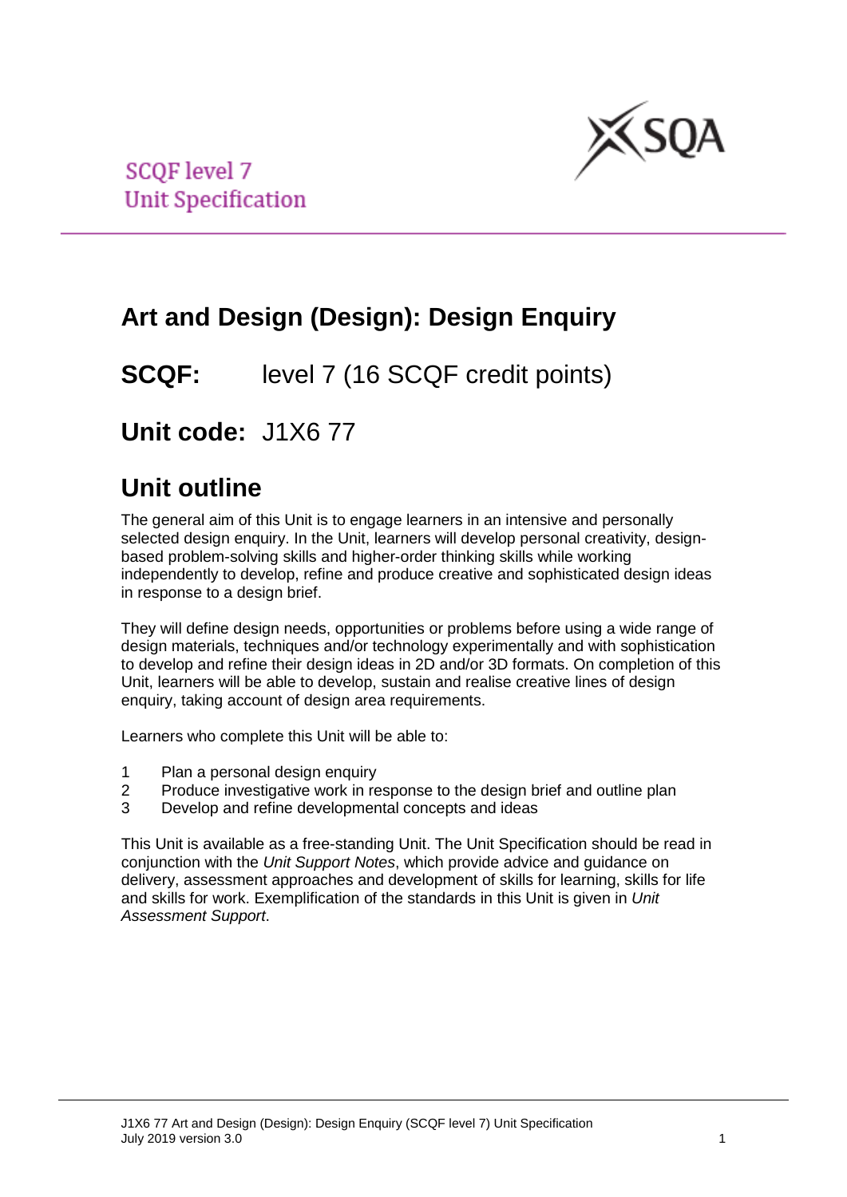SCQF level 7
Unit Specification

# Art and Design (Design): Design Enquiry

## **SCQF:** level 7 (16 SCQF credit points)

## **Unit code:** J1X6 77

## Unit outline

The general aim of this Unit is to engage learners in an intensive and personally selected design enquiry. In the Unit, learners will develop personal creativity, design-based problem-solving skills and higher-order thinking skills while working independently to develop, refine and produce creative and sophisticated design ideas in response to a design brief.

They will define design needs, opportunities or problems before using a wide range of design materials, techniques and/or technology experimentally and with sophistication to develop and refine their design ideas in 2D and/or 3D formats. On completion of this Unit, learners will be able to develop, sustain and realise creative lines of design enquiry, taking account of design area requirements.

Learners who complete this Unit will be able to:

1. Plan a personal design enquiry
2. Produce investigative work in response to the design brief and outline plan
3. Develop and refine developmental concepts and ideas

This Unit is available as a free-standing Unit. The Unit Specification should be read in conjunction with the *Unit Support Notes*, which provide advice and guidance on delivery, assessment approaches and development of skills for learning, skills for life and skills for work. Exemplification of the standards in this Unit is given in *Unit Assessment Support*.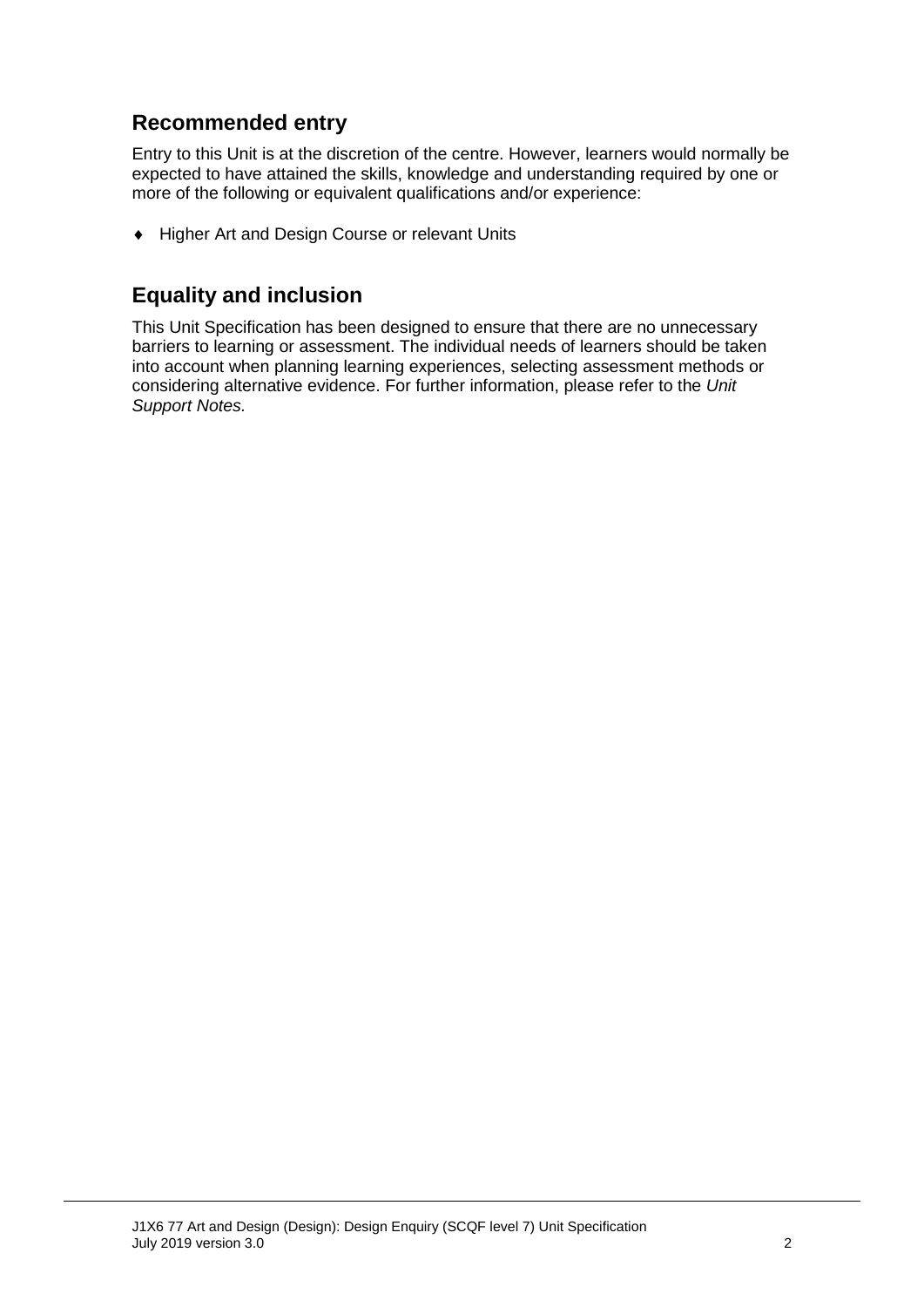## Recommended entry

Entry to this Unit is at the discretion of the centre. However, learners would normally be expected to have attained the skills, knowledge and understanding required by one or more of the following or equivalent qualifications and/or experience:

- Higher Art and Design Course or relevant Units

## Equality and inclusion

This Unit Specification has been designed to ensure that there are no unnecessary barriers to learning or assessment. The individual needs of learners should be taken into account when planning learning experiences, selecting assessment methods or considering alternative evidence. For further information, please refer to the *Unit Support Notes.*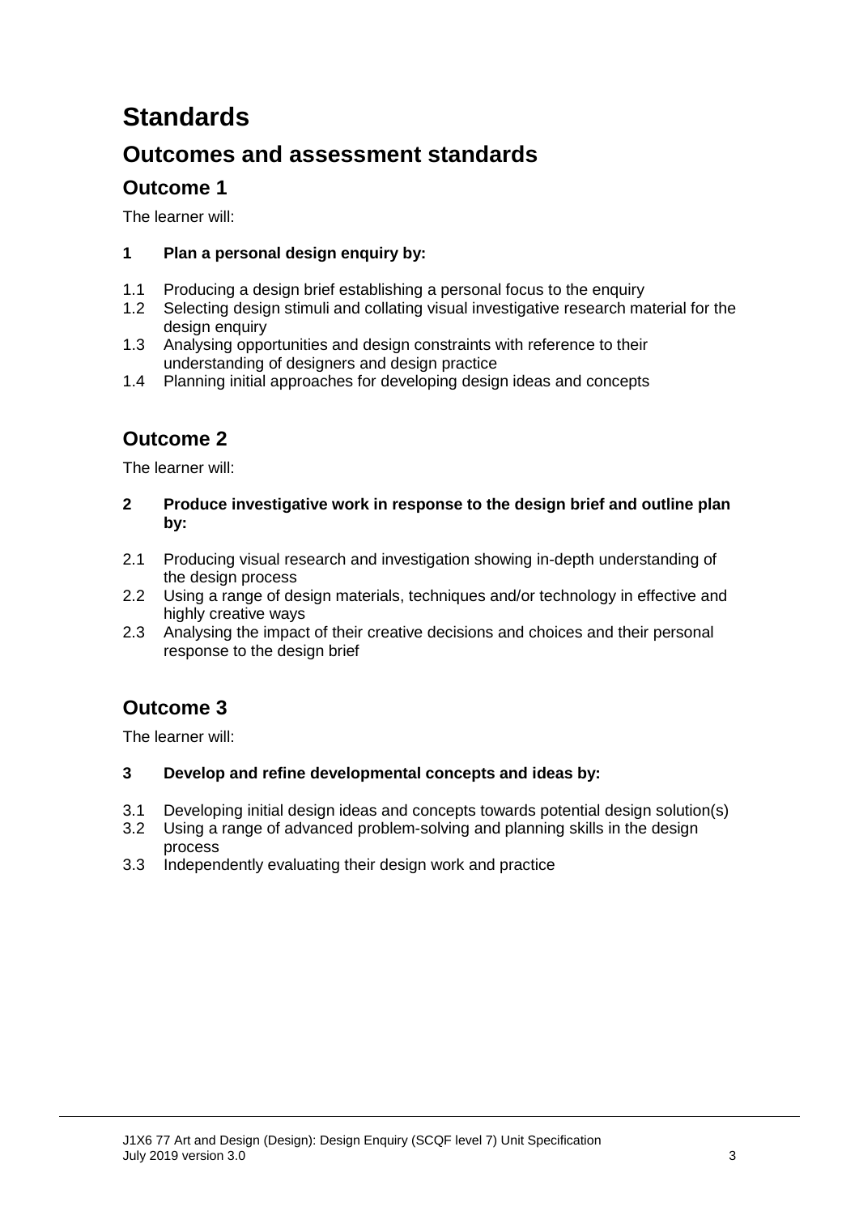# Standards

## Outcomes and assessment standards

### Outcome 1

The learner will:

**1 Plan a personal design enquiry by:**

1.1 Producing a design brief establishing a personal focus to the enquiry
1.2 Selecting design stimuli and collating visual investigative research material for the design enquiry
1.3 Analysing opportunities and design constraints with reference to their understanding of designers and design practice
1.4 Planning initial approaches for developing design ideas and concepts

### Outcome 2

The learner will:

**2 Produce investigative work in response to the design brief and outline plan by:**

2.1 Producing visual research and investigation showing in-depth understanding of the design process
2.2 Using a range of design materials, techniques and/or technology in effective and highly creative ways
2.3 Analysing the impact of their creative decisions and choices and their personal response to the design brief

### Outcome 3

The learner will:

**3 Develop and refine developmental concepts and ideas by:**

3.1 Developing initial design ideas and concepts towards potential design solution(s)
3.2 Using a range of advanced problem-solving and planning skills in the design process
3.3 Independently evaluating their design work and practice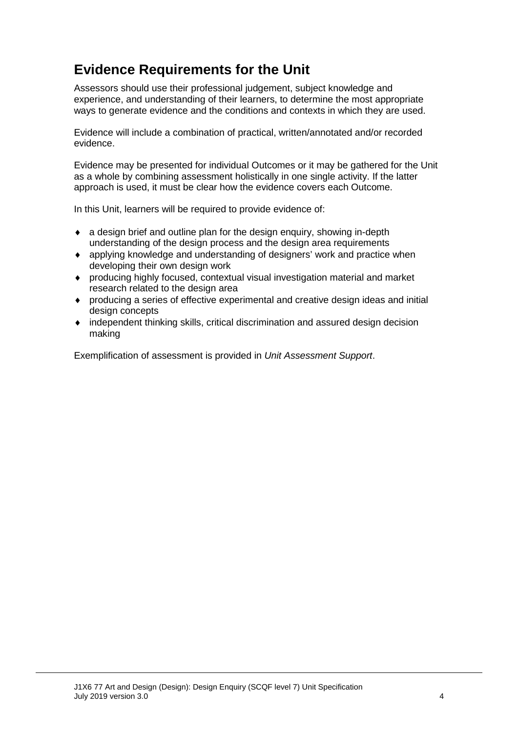## Evidence Requirements for the Unit

Assessors should use their professional judgement, subject knowledge and experience, and understanding of their learners, to determine the most appropriate ways to generate evidence and the conditions and contexts in which they are used.

Evidence will include a combination of practical, written/annotated and/or recorded evidence.

Evidence may be presented for individual Outcomes or it may be gathered for the Unit as a whole by combining assessment holistically in one single activity. If the latter approach is used, it must be clear how the evidence covers each Outcome.

In this Unit, learners will be required to provide evidence of:

- a design brief and outline plan for the design enquiry, showing in-depth understanding of the design process and the design area requirements
- applying knowledge and understanding of designers' work and practice when developing their own design work
- producing highly focused, contextual visual investigation material and market research related to the design area
- producing a series of effective experimental and creative design ideas and initial design concepts
- independent thinking skills, critical discrimination and assured design decision making

Exemplification of assessment is provided in *Unit Assessment Support*.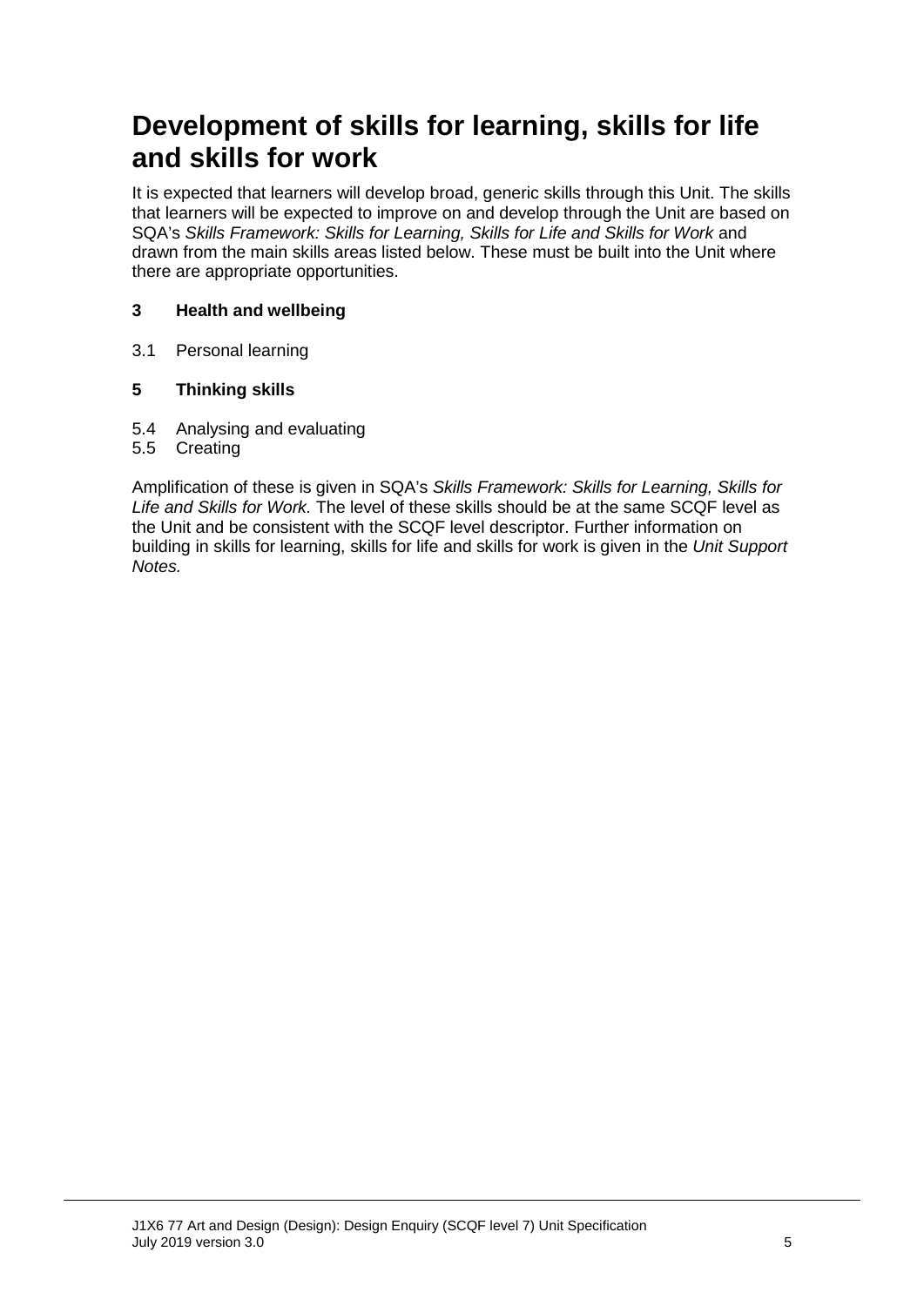# Development of skills for learning, skills for life and skills for work

It is expected that learners will develop broad, generic skills through this Unit. The skills that learners will be expected to improve on and develop through the Unit are based on SQA's *Skills Framework: Skills for Learning, Skills for Life and Skills for Work* and drawn from the main skills areas listed below. These must be built into the Unit where there are appropriate opportunities.

**3 Health and wellbeing**

3.1 Personal learning

**5 Thinking skills**

5.4 Analysing and evaluating
5.5 Creating

Amplification of these is given in SQA's *Skills Framework: Skills for Learning, Skills for Life and Skills for Work.* The level of these skills should be at the same SCQF level as the Unit and be consistent with the SCQF level descriptor. Further information on building in skills for learning, skills for life and skills for work is given in the *Unit Support Notes.*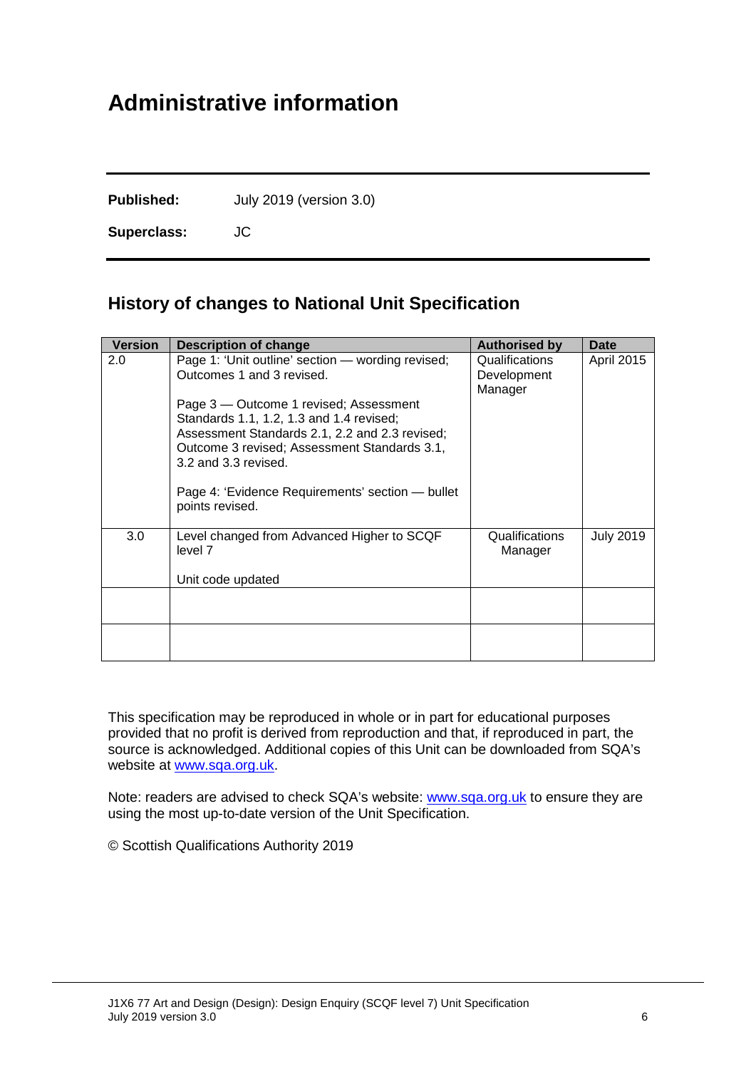# Administrative information

**Published:** July 2019 (version 3.0)

**Superclass:** JC

## History of changes to National Unit Specification

| Version | Description of change | Authorised by | Date |
|---|---|---|---|
| 2.0 | Page 1: 'Unit outline' section — wording revised; Outcomes 1 and 3 revised.<br><br>Page 3 — Outcome 1 revised; Assessment Standards 1.1, 1.2, 1.3 and 1.4 revised; Assessment Standards 2.1, 2.2 and 2.3 revised; Outcome 3 revised; Assessment Standards 3.1, 3.2 and 3.3 revised.<br><br>Page 4: 'Evidence Requirements' section — bullet points revised. | Qualifications Development Manager | April 2015 |
| 3.0 | Level changed from Advanced Higher to SCQF level 7<br><br>Unit code updated | Qualifications Manager | July 2019 |
| | | | |
| | | | |

This specification may be reproduced in whole or in part for educational purposes provided that no profit is derived from reproduction and that, if reproduced in part, the source is acknowledged. Additional copies of this Unit can be downloaded from SQA's website at www.sqa.org.uk.

Note: readers are advised to check SQA's website: www.sqa.org.uk to ensure they are using the most up-to-date version of the Unit Specification.

© Scottish Qualifications Authority 2019